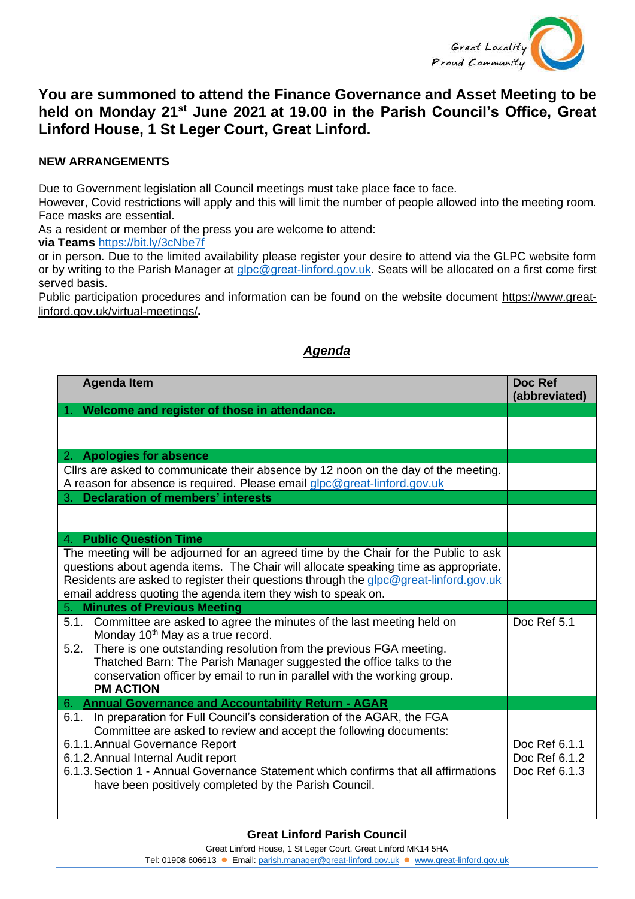Great Locality
Proud Community

# You are summoned to attend the Finance Governance and Asset Meeting to be held on Monday 21st June 2021 at 19.00 in the Parish Council's Office, Great Linford House, 1 St Leger Court, Great Linford.

**NEW ARRANGEMENTS**

Due to Government legislation all Council meetings must take place face to face.
However, Covid restrictions will apply and this will limit the number of people allowed into the meeting room. Face masks are essential.
As a resident or member of the press you are welcome to attend:
**via Teams** https://bit.ly/3cNbe7f
or in person. Due to the limited availability please register your desire to attend via the GLPC website form or by writing to the Parish Manager at glpc@great-linford.gov.uk. Seats will be allocated on a first come first served basis.
Public participation procedures and information can be found on the website document https://www.great-linford.gov.uk/virtual-meetings/**.**

## *Agenda*

| Agenda Item | Doc Ref (abbreviated) |
|---|---|
| 1. **Welcome and register of those in attendance.** | |
| | |
| 2. **Apologies for absence** | |
| Cllrs are asked to communicate their absence by 12 noon on the day of the meeting. A reason for absence is required. Please email glpc@great-linford.gov.uk | |
| 3. **Declaration of members' interests** | |
| | |
| 4. **Public Question Time** | |
| The meeting will be adjourned for an agreed time by the Chair for the Public to ask questions about agenda items. The Chair will allocate speaking time as appropriate. Residents are asked to register their questions through the glpc@great-linford.gov.uk email address quoting the agenda item they wish to speak on. | |
| 5. **Minutes of Previous Meeting** | |
| 5.1. Committee are asked to agree the minutes of the last meeting held on Monday 10th May as a true record.<br>5.2. There is one outstanding resolution from the previous FGA meeting. Thatched Barn: The Parish Manager suggested the office talks to the conservation officer by email to run in parallel with the working group. **PM ACTION** | Doc Ref 5.1 |
| 6. **Annual Governance and Accountability Return - AGAR** | |
| 6.1. In preparation for Full Council's consideration of the AGAR, the FGA Committee are asked to review and accept the following documents:<br>6.1.1. Annual Governance Report<br>6.1.2. Annual Internal Audit report<br>6.1.3. Section 1 - Annual Governance Statement which confirms that all affirmations have been positively completed by the Parish Council. | <br><br>Doc Ref 6.1.1<br>Doc Ref 6.1.2<br>Doc Ref 6.1.3 |

**Great Linford Parish Council**
Great Linford House, 1 St Leger Court, Great Linford MK14 5HA
Tel: 01908 606613 ● Email: parish.manager@great-linford.gov.uk ● www.great-linford.gov.uk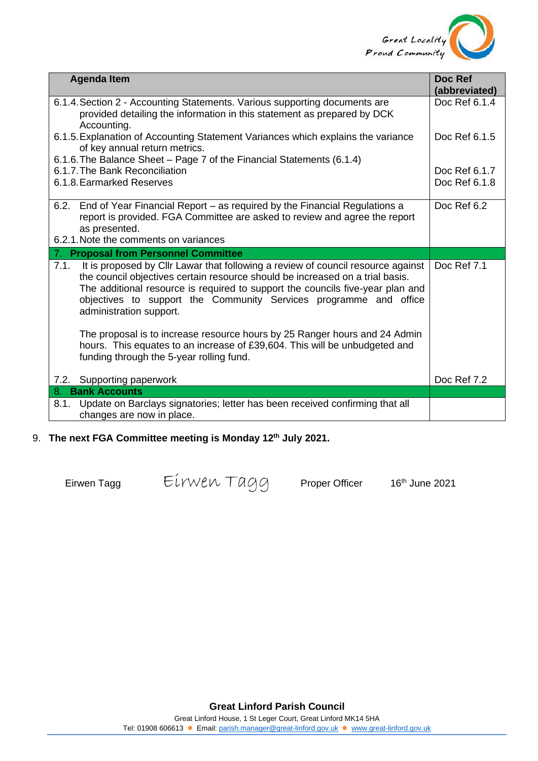| Agenda Item | Doc Ref (abbreviated) |
| --- | --- |
| 6.1.4. Section 2 - Accounting Statements. Various supporting documents are provided detailing the information in this statement as prepared by DCK Accounting. | Doc Ref 6.1.4 |
| 6.1.5. Explanation of Accounting Statement Variances which explains the variance of key annual return metrics. | Doc Ref 6.1.5 |
| 6.1.6. The Balance Sheet – Page 7 of the Financial Statements (6.1.4) | |
| 6.1.7. The Bank Reconciliation | Doc Ref 6.1.7 |
| 6.1.8. Earmarked Reserves | Doc Ref 6.1.8 |
| 6.2. End of Year Financial Report – as required by the Financial Regulations a report is provided. FGA Committee are asked to review and agree the report as presented.<br>6.2.1. Note the comments on variances | Doc Ref 6.2 |
| **7. Proposal from Personnel Committee** | |
| 7.1. It is proposed by Cllr Lawar that following a review of council resource against the council objectives certain resource should be increased on a trial basis. The additional resource is required to support the councils five-year plan and objectives to support the Community Services programme and office administration support.<br><br>The proposal is to increase resource hours by 25 Ranger hours and 24 Admin hours. This equates to an increase of £39,604. This will be unbudgeted and funding through the 5-year rolling fund. | Doc Ref 7.1 |
| 7.2. Supporting paperwork | Doc Ref 7.2 |
| **8. Bank Accounts** | |
| 8.1. Update on Barclays signatories; letter has been received confirming that all changes are now in place. | |

9. **The next FGA Committee meeting is Monday 12th July 2021.**

Eirwen Tagg    Eirwen Tagg    Proper Officer    16th June 2021

**Great Linford Parish Council**
Great Linford House, 1 St Leger Court, Great Linford MK14 5HA
Tel: 01908 606613 ● Email: parish.manager@great-linford.gov.uk ● www.great-linford.gov.uk